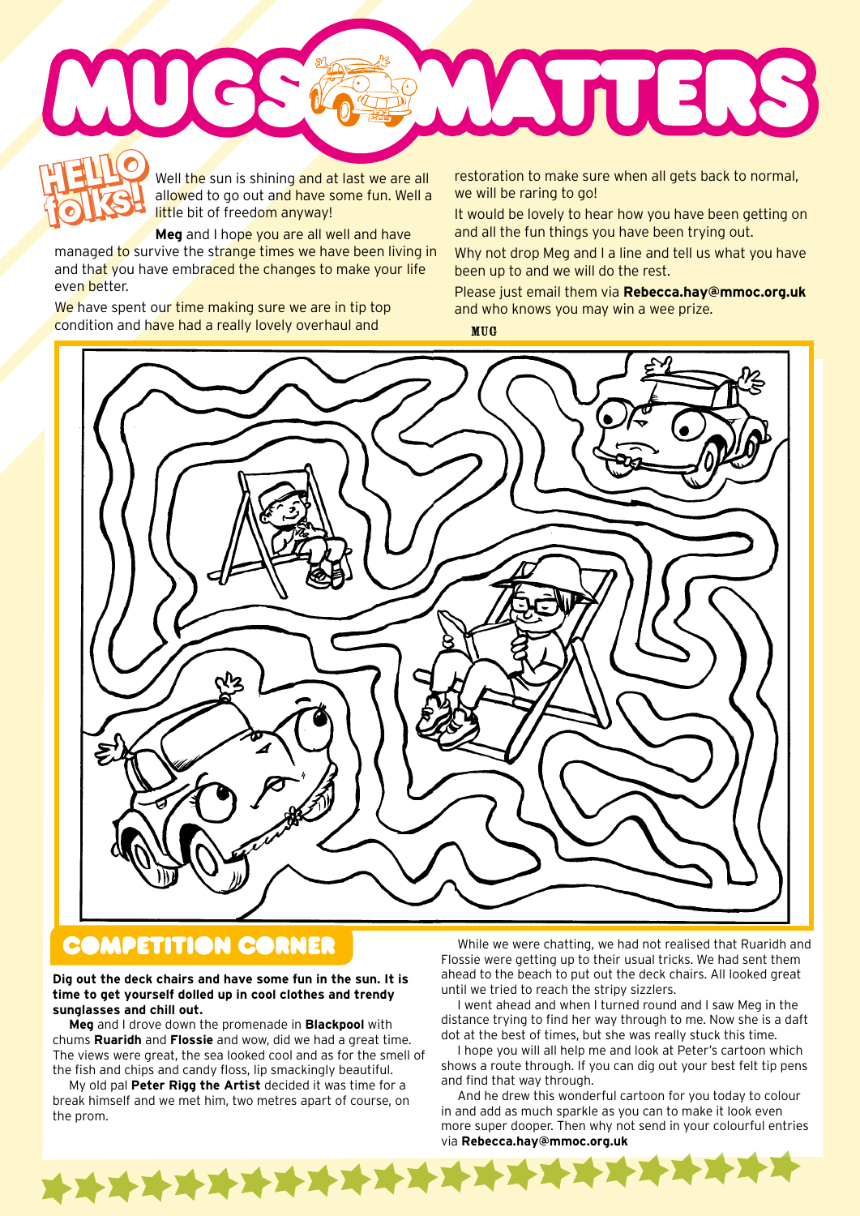# MUGS MATTERS

## HELLO folks!

Well the sun is shining and at last we are all allowed to go out and have some fun. Well a little bit of freedom anyway!

**Meg** and I hope you are all well and have managed to survive the strange times we have been living in and that you have embraced the changes to make your life even better.

We have spent our time making sure we are in tip top condition and have had a really lovely overhaul and restoration to make sure when all gets back to normal, we will be raring to go!

It would be lovely to hear how you have been getting on and all the fun things you have been trying out.

Why not drop Meg and I a line and tell us what you have been up to and we will do the rest.

Please just email them via **Rebecca.hay@mmoc.org.uk** and who knows you may win a wee prize.

MUG

## COMPETITION CORNER

**Dig out the deck chairs and have some fun in the sun. It is time to get yourself dolled up in cool clothes and trendy sunglasses and chill out.**

**Meg** and I drove down the promenade in **Blackpool** with chums **Ruaridh** and **Flossie** and wow, did we have a great time. The views were great, the sea looked cool and as for the smell of the fish and chips and candy floss, lip smackingly beautiful.

My old pal **Peter Rigg the Artist** decided it was time for a break himself and we met him, two metres apart of course, on the prom.

While we were chatting, we had not realised that Ruaridh and Flossie were getting up to their usual tricks. We had sent them ahead to the beach to put out the deck chairs. All looked great until we tried to reach the stripy sizzlers.

I went ahead and when I turned round and I saw Meg in the distance trying to find her way through to me. Now she is a daft dot at the best of times, but she was really stuck this time.

I hope you will all help me and look at Peter's cartoon which shows a route through. If you can dig out your best felt tip pens and find that way through.

And he drew this wonderful cartoon for you today to colour in and add as much sparkle as you can to make it look even more super dooper. Then why not send in your colourful entries via **Rebecca.hay@mmoc.org.uk**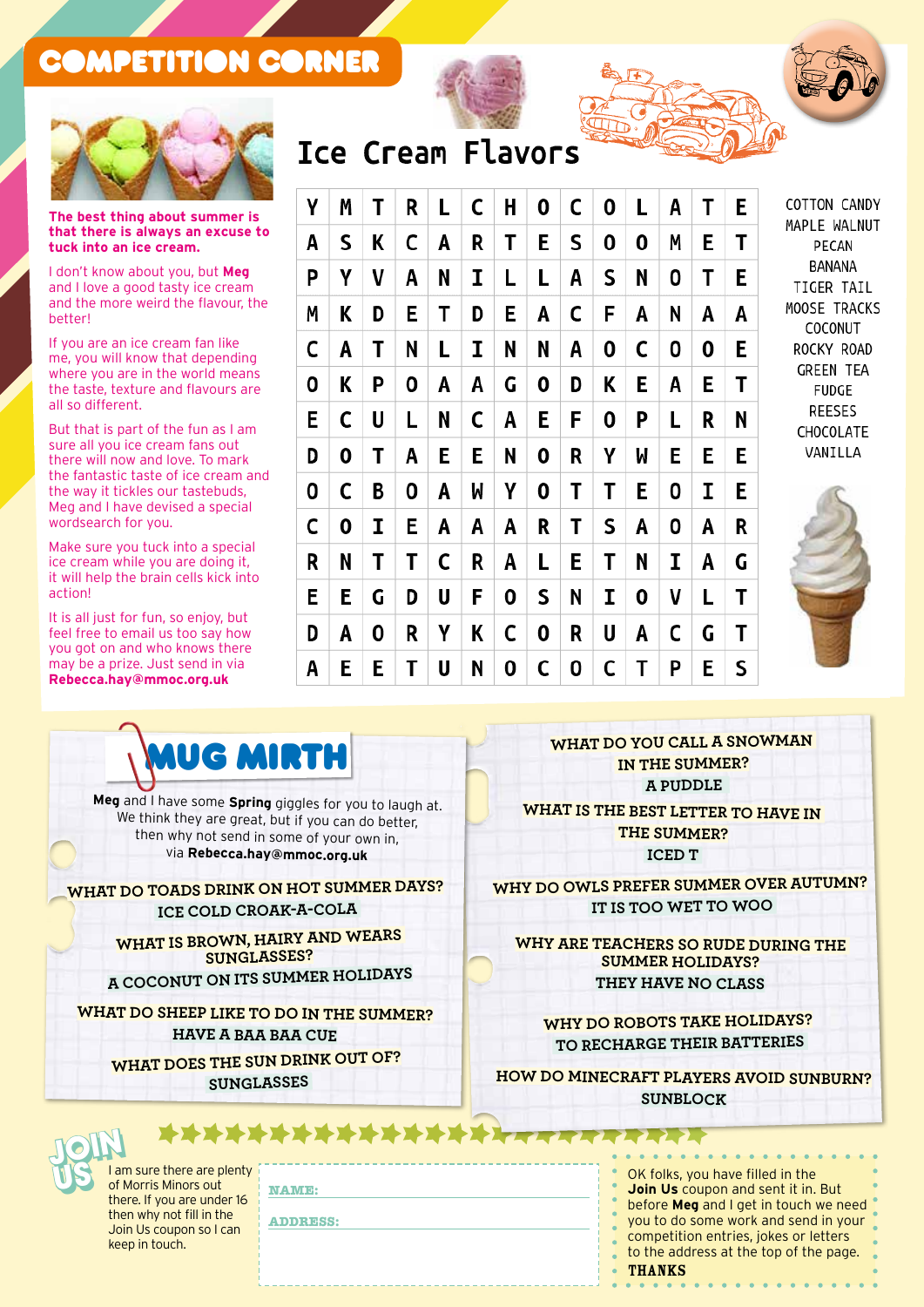# COMPETITION CORNER

**The best thing about summer is that there is always an excuse to tuck into an ice cream.**

I don't know about you, but **Meg** and I love a good tasty ice cream and the more weird the flavour, the better!

If you are an ice cream fan like me, you will know that depending where you are in the world means the taste, texture and flavours are all so different.

But that is part of the fun as I am sure all you ice cream fans out there will now and love. To mark the fantastic taste of ice cream and the way it tickles our tastebuds, Meg and I have devised a special wordsearch for you.

Make sure you tuck into a special ice cream while you are doing it, it will help the brain cells kick into action!

It is all just for fun, so enjoy, but feel free to email us too say how you got on and who knows there may be a prize. Just send in via **Rebecca.hay@mmoc.org.uk**

## Ice Cream Flavors

| | | | | | | | | | | | | | |
|---|---|---|---|---|---|---|---|---|---|---|---|---|---|
| Y | M | T | R | L | C | H | O | C | O | L | A | T | E |
| A | S | K | C | A | R | T | E | S | O | O | M | E | T |
| P | Y | V | A | N | I | L | L | A | S | N | O | T | E |
| M | K | D | E | T | D | E | A | C | F | A | N | A | A |
| C | A | T | N | L | I | N | N | A | O | C | O | O | E |
| O | K | P | O | A | A | G | O | D | K | E | A | E | T |
| E | C | U | L | N | C | A | E | F | O | P | L | R | N |
| D | O | T | A | E | E | N | O | R | Y | W | E | E | E |
| O | C | B | O | A | W | Y | O | T | T | E | O | I | E |
| C | O | I | E | A | A | A | R | T | S | A | O | A | R |
| R | N | T | T | C | R | A | L | E | T | N | I | A | G |
| E | E | G | D | U | F | O | S | N | I | O | V | L | T |
| D | A | O | R | Y | K | C | O | R | U | A | C | G | T |
| A | E | E | T | U | N | O | C | O | C | T | P | E | S |

COTTON CANDY
MAPLE WALNUT
PECAN
BANANA
TIGER TAIL
MOOSE TRACKS
COCONUT
ROCKY ROAD
GREEN TEA
FUDGE
REESES
CHOCOLATE
VANILLA

## MUG MIRTH

**Meg** and I have some **Spring** giggles for you to laugh at. We think they are great, but if you can do better, then why not send in some of your own in, via **Rebecca.hay@mmoc.org.uk**

WHAT DO TOADS DRINK ON HOT SUMMER DAYS?
ICE COLD CROAK-A-COLA

WHAT IS BROWN, HAIRY AND WEARS SUNGLASSES?
A COCONUT ON ITS SUMMER HOLIDAYS

WHAT DO SHEEP LIKE TO DO IN THE SUMMER?
HAVE A BAA BAA CUE

WHAT DOES THE SUN DRINK OUT OF?
SUNGLASSES

WHAT DO YOU CALL A SNOWMAN IN THE SUMMER?
A PUDDLE

WHAT IS THE BEST LETTER TO HAVE IN THE SUMMER?
ICED T

WHY DO OWLS PREFER SUMMER OVER AUTUMN?
IT IS TOO WET TO WOO

WHY ARE TEACHERS SO RUDE DURING THE SUMMER HOLIDAYS?
THEY HAVE NO CLASS

WHY DO ROBOTS TAKE HOLIDAYS?
TO RECHARGE THEIR BATTERIES

HOW DO MINECRAFT PLAYERS AVOID SUNBURN?
SUNBLOCK

## JOIN US

I am sure there are plenty of Morris Minors out there. If you are under 16 then why not fill in the Join Us coupon so I can keep in touch.

NAME:

ADDRESS:

OK folks, you have filled in the **Join Us** coupon and sent it in. But before **Meg** and I get in touch we need you to do some work and send in your competition entries, jokes or letters to the address at the top of the page.
**THANKS**